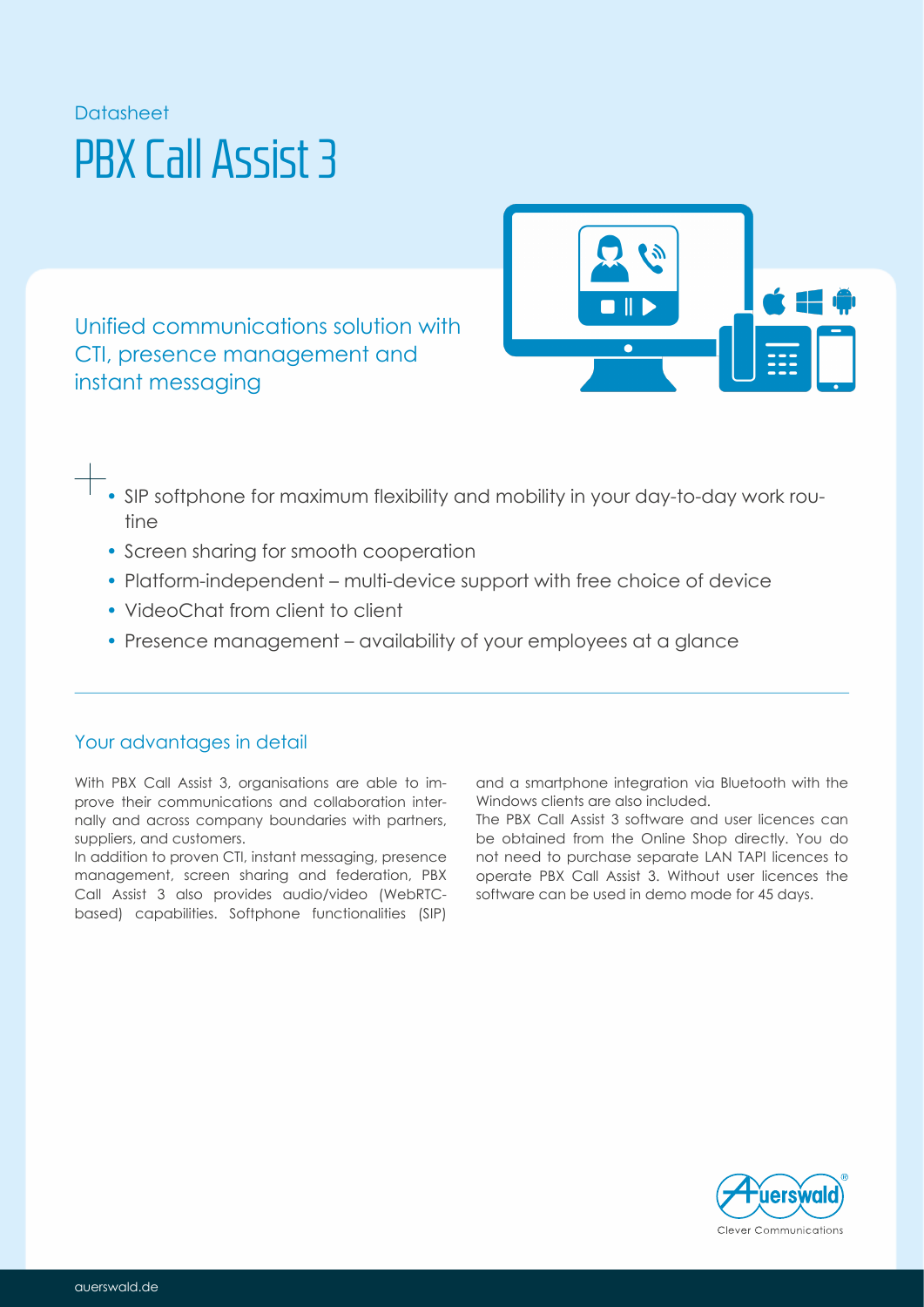Datasheet

# PBX Call Assist 3

## Unified communications solution with CTI, presence management and instant messaging

- SIP softphone for maximum flexibility and mobility in your day-to-day work routine
- Screen sharing for smooth cooperation
- Platform-independent – multi-device support with free choice of device
- VideoChat from client to client
- Presence management – availability of your employees at a glance

---

## Your advantages in detail

With PBX Call Assist 3, organisations are able to improve their communications and collaboration internally and across company boundaries with partners, suppliers, and customers.

In addition to proven CTI, instant messaging, presence management, screen sharing and federation, PBX Call Assist 3 also provides audio/video (WebRTC-based) capabilities. Softphone functionalities (SIP) and a smartphone integration via Bluetooth with the Windows clients are also included.

The PBX Call Assist 3 software and user licences can be obtained from the Online Shop directly. You do not need to purchase separate LAN TAPI licences to operate PBX Call Assist 3. Without user licences the software can be used in demo mode for 45 days.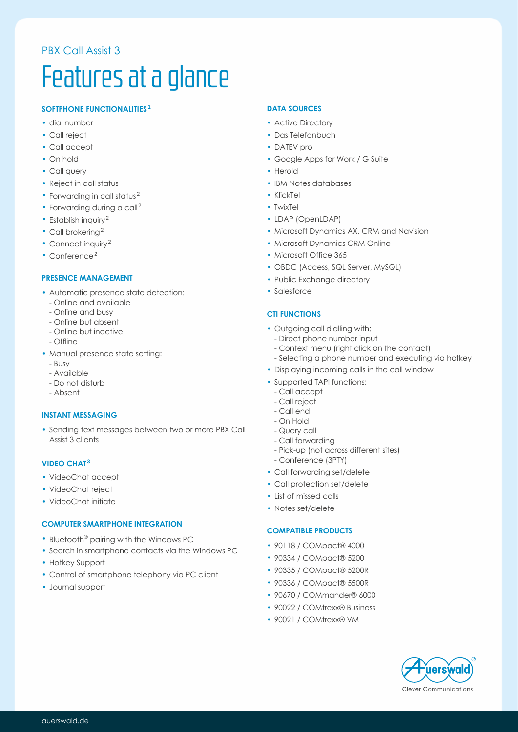PBX Call Assist 3

# Features at a glance

### SOFTPHONE FUNCTIONALITIES[1]

- dial number
- Call reject
- Call accept
- On hold
- Call query
- Reject in call status
- Forwarding in call status[2]
- Forwarding during a call[2]
- Establish inquiry[2]
- Call brokering[2]
- Connect inquiry[2]
- Conference[2]

### PRESENCE MANAGEMENT

- Automatic presence state detection:
  - Online and available
  - Online and busy
  - Online but absent
  - Online but inactive
  - Offline
- Manual presence state setting:
  - Busy
  - Available
  - Do not disturb
  - Absent

### INSTANT MESSAGING

- Sending text messages between two or more PBX Call Assist 3 clients

### VIDEO CHAT[3]

- VideoChat accept
- VideoChat reject
- VideoChat initiate

### COMPUTER SMARTPHONE INTEGRATION

- Bluetooth® pairing with the Windows PC
- Search in smartphone contacts via the Windows PC
- Hotkey Support
- Control of smartphone telephony via PC client
- Journal support

### DATA SOURCES

- Active Directory
- Das Telefonbuch
- DATEV pro
- Google Apps for Work / G Suite
- Herold
- IBM Notes databases
- KlickTel
- TwixTel
- LDAP (OpenLDAP)
- Microsoft Dynamics AX, CRM and Navision
- Microsoft Dynamics CRM Online
- Microsoft Office 365
- OBDC (Access, SQL Server, MySQL)
- Public Exchange directory
- Salesforce

### CTI FUNCTIONS

- Outgoing call dialling with:
  - Direct phone number input
  - Context menu (right click on the contact)
  - Selecting a phone number and executing via hotkey
- Displaying incoming calls in the call window
- Supported TAPI functions:
  - Call accept
  - Call reject
  - Call end
  - On Hold
  - Query call
  - Call forwarding
  - Pick-up (not across different sites)
  - Conference (3PTY)
- Call forwarding set/delete
- Call protection set/delete
- List of missed calls
- Notes set/delete

### COMPATIBLE PRODUCTS

- 90118 / COMpact® 4000
- 90334 / COMpact® 5200
- 90335 / COMpact® 5200R
- 90336 / COMpact® 5500R
- 90670 / COMmander® 6000
- 90022 / COMtrexx® Business
- 90021 / COMtrexx® VM

Auerswald® Clever Communications

auerswald.de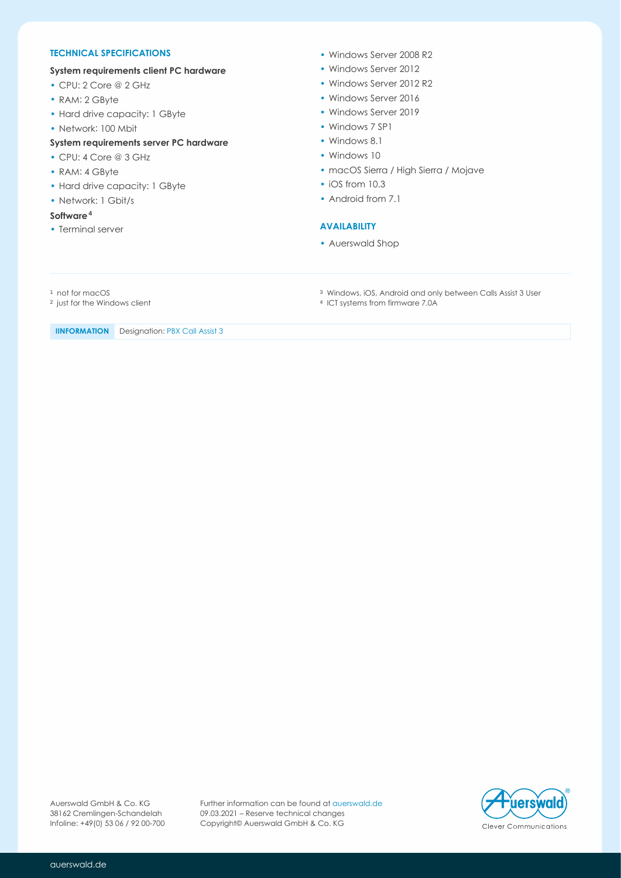## TECHNICAL SPECIFICATIONS

**System requirements client PC hardware**

- CPU: 2 Core @ 2 GHz
- RAM: 2 GByte
- Hard drive capacity: 1 GByte
- Network: 100 Mbit

**System requirements server PC hardware**

- CPU: 4 Core @ 3 GHz
- RAM: 4 GByte
- Hard drive capacity: 1 GByte
- Network: 1 Gbit/s

**Software**[4]

- Terminal server
- Windows Server 2008 R2
- Windows Server 2012
- Windows Server 2012 R2
- Windows Server 2016
- Windows Server 2019
- Windows 7 SP1
- Windows 8.1
- Windows 10
- macOS Sierra / High Sierra / Mojave
- iOS from 10.3
- Android from 7.1

## AVAILABILITY

- Auerswald Shop

---

[1] not for macOS
[2] just for the Windows client
[3] Windows, iOS, Android and only between Calls Assist 3 User
[4] ICT systems from firmware 7.0A

**IINFORMATION** Designation: PBX Call Assist 3

Auerswald GmbH & Co. KG
38162 Cremlingen-Schandelah
Infoline: +49(0) 53 06 / 92 00-700

Further information can be found at auerswald.de
09.03.2021 – Reserve technical changes
Copyright© Auerswald GmbH & Co. KG

auerswald® Clever Communications